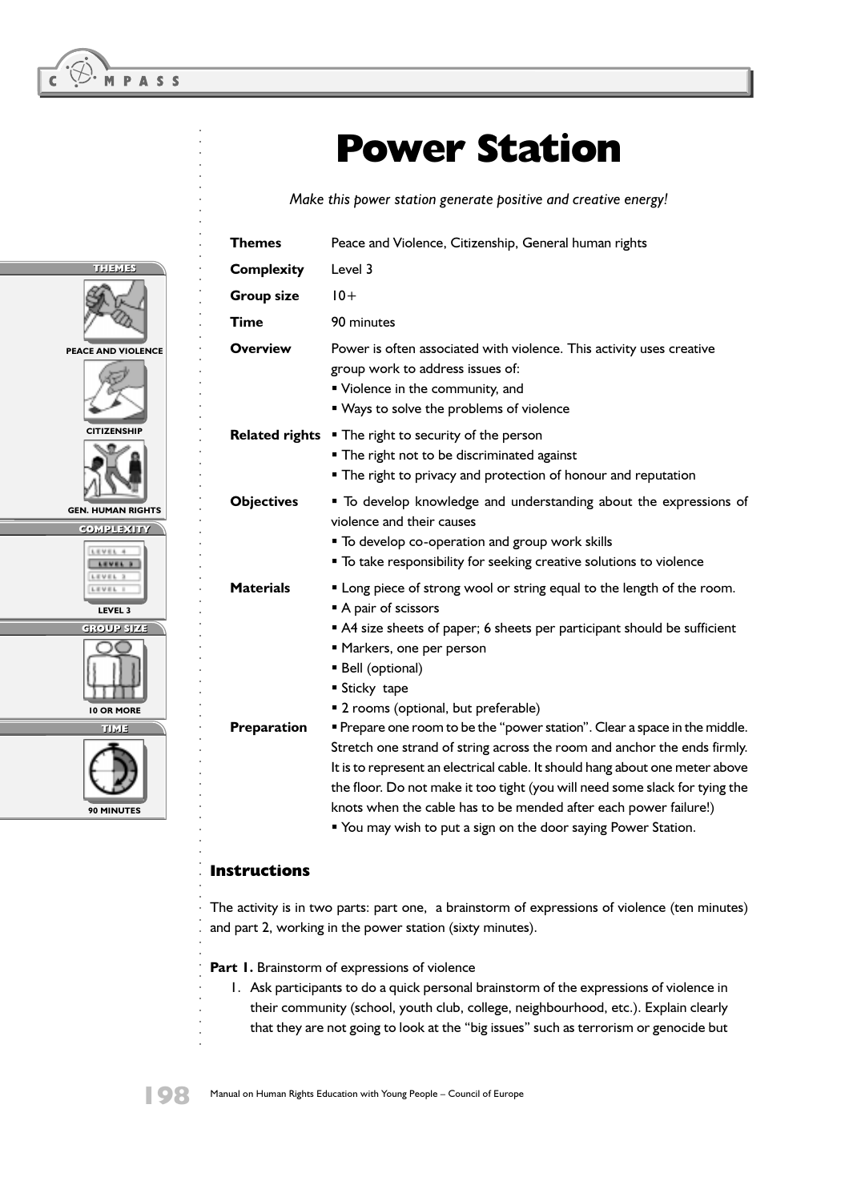# Power Station

*Make this power station generate positive and creative energy!*

| | |
|---|---|
| **Themes** | Peace and Violence, Citizenship, General human rights |
| **Complexity** | Level 3 |
| **Group size** | 10+ |
| **Time** | 90 minutes |
| **Overview** | Power is often associated with violence. This activity uses creative group work to address issues of:<br>▪ Violence in the community, and<br>▪ Ways to solve the problems of violence |
| **Related rights** | ▪ The right to security of the person<br>▪ The right not to be discriminated against<br>▪ The right to privacy and protection of honour and reputation |
| **Objectives** | ▪ To develop knowledge and understanding about the expressions of violence and their causes<br>▪ To develop co-operation and group work skills<br>▪ To take responsibility for seeking creative solutions to violence |
| **Materials** | ▪ Long piece of strong wool or string equal to the length of the room.<br>▪ A pair of scissors<br>▪ A4 size sheets of paper; 6 sheets per participant should be sufficient<br>▪ Markers, one per person<br>▪ Bell (optional)<br>▪ Sticky tape<br>▪ 2 rooms (optional, but preferable) |
| **Preparation** | ▪ Prepare one room to be the "power station". Clear a space in the middle. Stretch one strand of string across the room and anchor the ends firmly. It is to represent an electrical cable. It should hang about one meter above the floor. Do not make it too tight (you will need some slack for tying the knots when the cable has to be mended after each power failure!)<br>▪ You may wish to put a sign on the door saying Power Station. |

## Instructions

The activity is in two parts: part one, a brainstorm of expressions of violence (ten minutes) and part 2, working in the power station (sixty minutes).

**Part 1.** Brainstorm of expressions of violence

1. Ask participants to do a quick personal brainstorm of the expressions of violence in their community (school, youth club, college, neighbourhood, etc.). Explain clearly that they are not going to look at the "big issues" such as terrorism or genocide but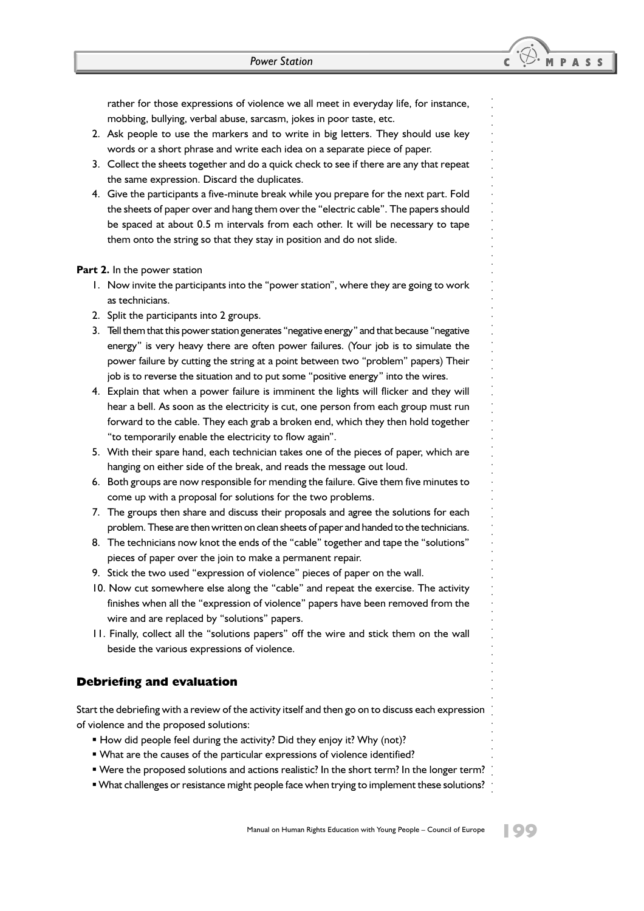rather for those expressions of violence we all meet in everyday life, for instance, mobbing, bullying, verbal abuse, sarcasm, jokes in poor taste, etc.

2. Ask people to use the markers and to write in big letters. They should use key words or a short phrase and write each idea on a separate piece of paper.
3. Collect the sheets together and do a quick check to see if there are any that repeat the same expression. Discard the duplicates.
4. Give the participants a five-minute break while you prepare for the next part. Fold the sheets of paper over and hang them over the "electric cable". The papers should be spaced at about 0.5 m intervals from each other. It will be necessary to tape them onto the string so that they stay in position and do not slide.

**Part 2.** In the power station

1. Now invite the participants into the "power station", where they are going to work as technicians.
2. Split the participants into 2 groups.
3. Tell them that this power station generates "negative energy" and that because "negative energy" is very heavy there are often power failures. (Your job is to simulate the power failure by cutting the string at a point between two "problem" papers) Their job is to reverse the situation and to put some "positive energy" into the wires.
4. Explain that when a power failure is imminent the lights will flicker and they will hear a bell. As soon as the electricity is cut, one person from each group must run forward to the cable. They each grab a broken end, which they then hold together "to temporarily enable the electricity to flow again".
5. With their spare hand, each technician takes one of the pieces of paper, which are hanging on either side of the break, and reads the message out loud.
6. Both groups are now responsible for mending the failure. Give them five minutes to come up with a proposal for solutions for the two problems.
7. The groups then share and discuss their proposals and agree the solutions for each problem. These are then written on clean sheets of paper and handed to the technicians.
8. The technicians now knot the ends of the "cable" together and tape the "solutions" pieces of paper over the join to make a permanent repair.
9. Stick the two used "expression of violence" pieces of paper on the wall.
10. Now cut somewhere else along the "cable" and repeat the exercise. The activity finishes when all the "expression of violence" papers have been removed from the wire and are replaced by "solutions" papers.
11. Finally, collect all the "solutions papers" off the wire and stick them on the wall beside the various expressions of violence.

## Debriefing and evaluation

Start the debriefing with a review of the activity itself and then go on to discuss each expression of violence and the proposed solutions:

- How did people feel during the activity? Did they enjoy it? Why (not)?
- What are the causes of the particular expressions of violence identified?
- Were the proposed solutions and actions realistic? In the short term? In the longer term?
- What challenges or resistance might people face when trying to implement these solutions?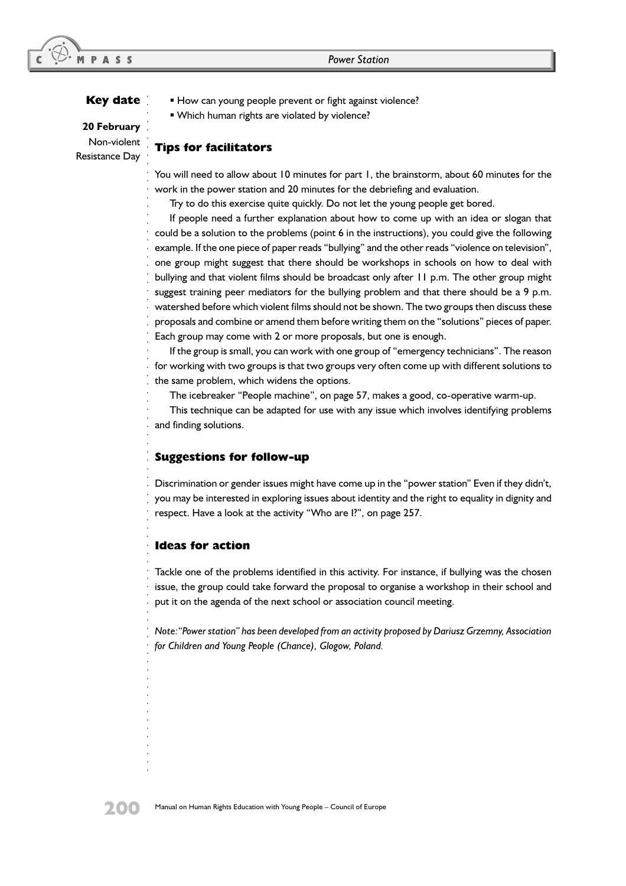**Key date**

**20 February**
Non-violent Resistance Day

- How can young people prevent or fight against violence?
- Which human rights are violated by violence?

## Tips for facilitators

You will need to allow about 10 minutes for part 1, the brainstorm, about 60 minutes for the work in the power station and 20 minutes for the debriefing and evaluation.

Try to do this exercise quite quickly. Do not let the young people get bored.

If people need a further explanation about how to come up with an idea or slogan that could be a solution to the problems (point 6 in the instructions), you could give the following example. If the one piece of paper reads "bullying" and the other reads "violence on television", one group might suggest that there should be workshops in schools on how to deal with bullying and that violent films should be broadcast only after 11 p.m. The other group might suggest training peer mediators for the bullying problem and that there should be a 9 p.m. watershed before which violent films should not be shown. The two groups then discuss these proposals and combine or amend them before writing them on the "solutions" pieces of paper. Each group may come with 2 or more proposals, but one is enough.

If the group is small, you can work with one group of "emergency technicians". The reason for working with two groups is that two groups very often come up with different solutions to the same problem, which widens the options.

The icebreaker "People machine", on page 57, makes a good, co-operative warm-up.

This technique can be adapted for use with any issue which involves identifying problems and finding solutions.

## Suggestions for follow-up

Discrimination or gender issues might have come up in the "power station" Even if they didn't, you may be interested in exploring issues about identity and the right to equality in dignity and respect. Have a look at the activity "Who are I?", on page 257.

## Ideas for action

Tackle one of the problems identified in this activity. For instance, if bullying was the chosen issue, the group could take forward the proposal to organise a workshop in their school and put it on the agenda of the next school or association council meeting.

*Note: "Power station" has been developed from an activity proposed by Dariusz Grzemny, Association for Children and Young People (Chance), Glogow, Poland.*